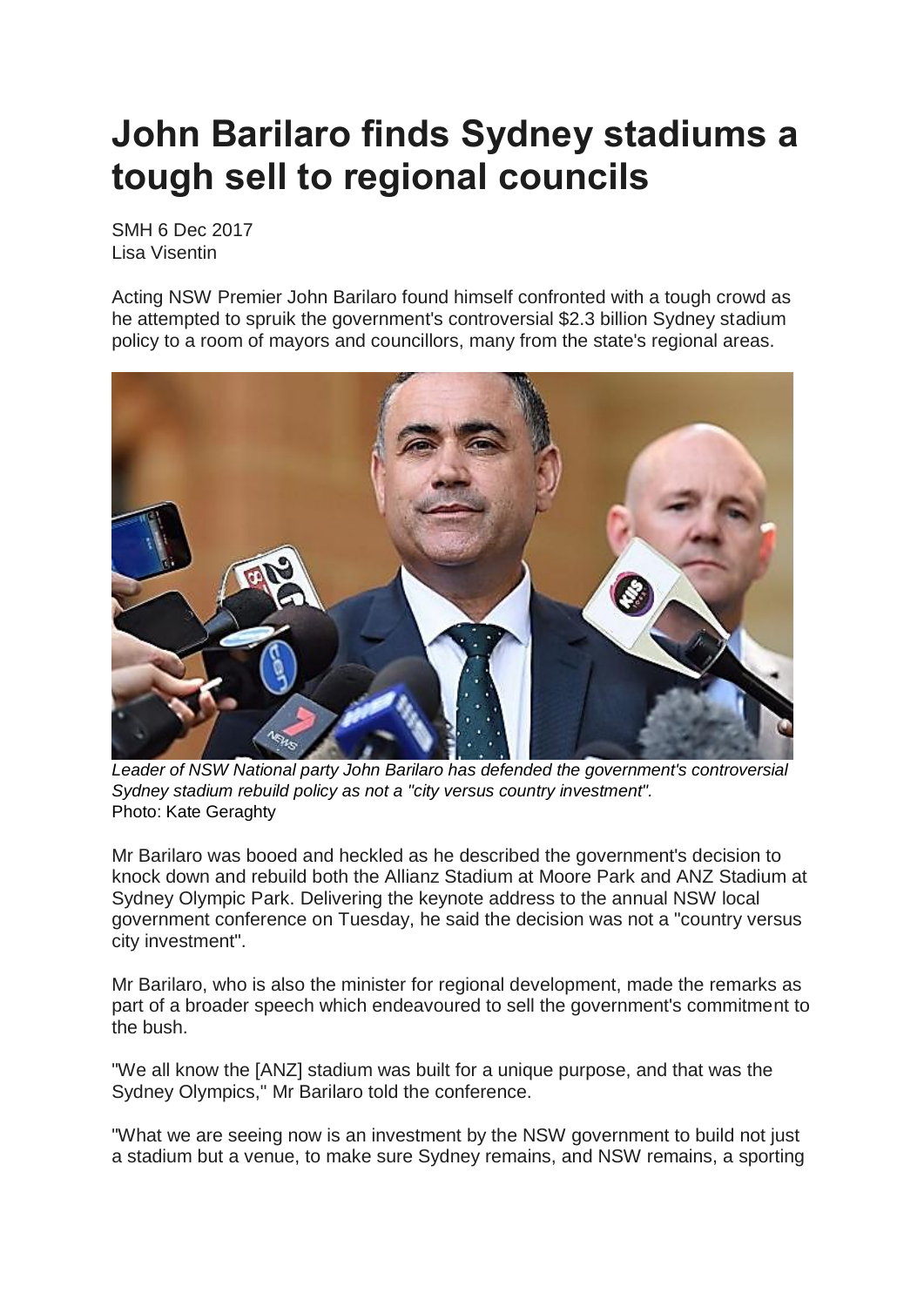# John Barilaro finds Sydney stadiums a tough sell to regional councils

SMH 6 Dec 2017
Lisa Visentin

Acting NSW Premier John Barilaro found himself confronted with a tough crowd as he attempted to spruik the government's controversial $2.3 billion Sydney stadium policy to a room of mayors and councillors, many from the state's regional areas.

*Leader of NSW National party John Barilaro has defended the government's controversial Sydney stadium rebuild policy as not a "city versus country investment".*
Photo: Kate Geraghty

Mr Barilaro was booed and heckled as he described the government's decision to knock down and rebuild both the Allianz Stadium at Moore Park and ANZ Stadium at Sydney Olympic Park. Delivering the keynote address to the annual NSW local government conference on Tuesday, he said the decision was not a "country versus city investment".

Mr Barilaro, who is also the minister for regional development, made the remarks as part of a broader speech which endeavoured to sell the government's commitment to the bush.

"We all know the [ANZ] stadium was built for a unique purpose, and that was the Sydney Olympics," Mr Barilaro told the conference.

"What we are seeing now is an investment by the NSW government to build not just a stadium but a venue, to make sure Sydney remains, and NSW remains, a sporting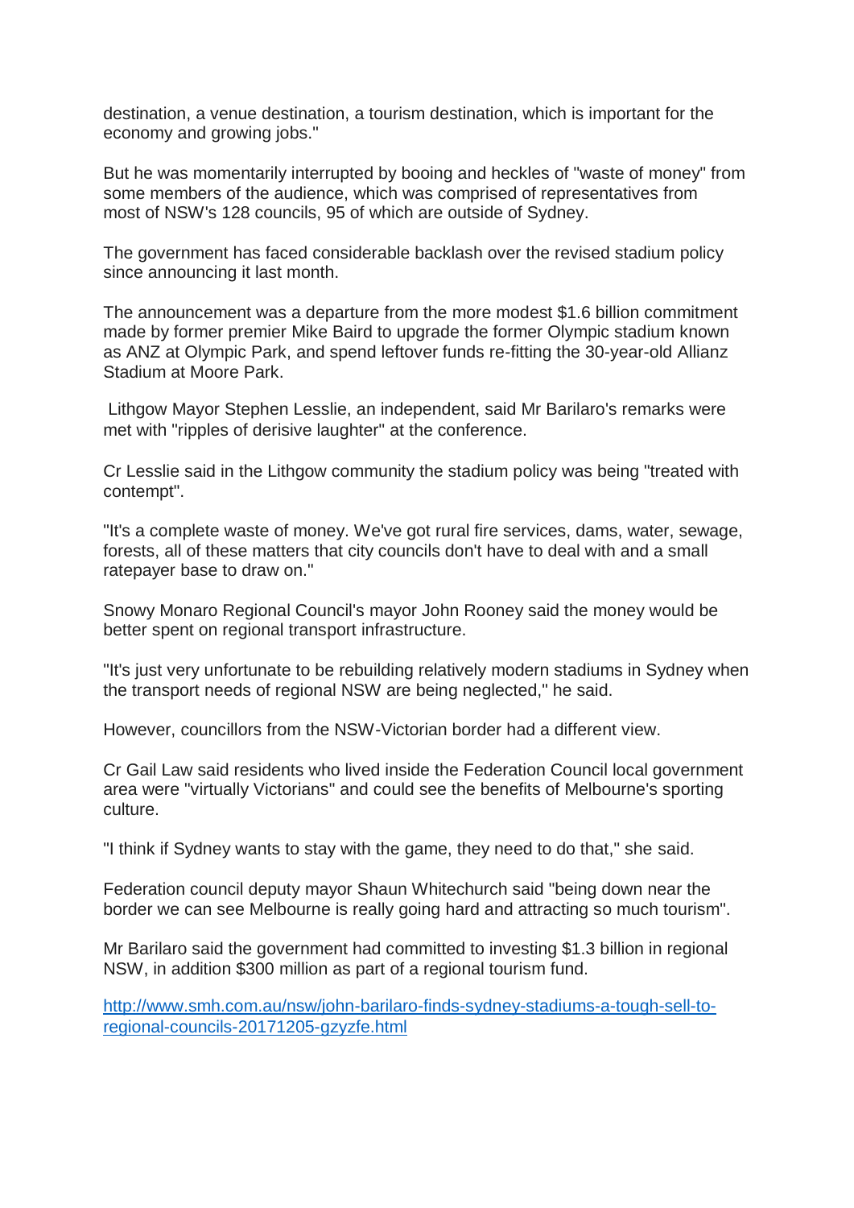destination, a venue destination, a tourism destination, which is important for the economy and growing jobs."

But he was momentarily interrupted by booing and heckles of "waste of money" from some members of the audience, which was comprised of representatives from most of NSW's 128 councils, 95 of which are outside of Sydney.

The government has faced considerable backlash over the revised stadium policy since announcing it last month.

The announcement was a departure from the more modest $1.6 billion commitment made by former premier Mike Baird to upgrade the former Olympic stadium known as ANZ at Olympic Park, and spend leftover funds re-fitting the 30-year-old Allianz Stadium at Moore Park.

Lithgow Mayor Stephen Lesslie, an independent, said Mr Barilaro's remarks were met with "ripples of derisive laughter" at the conference.

Cr Lesslie said in the Lithgow community the stadium policy was being "treated with contempt".

"It's a complete waste of money. We've got rural fire services, dams, water, sewage, forests, all of these matters that city councils don't have to deal with and a small ratepayer base to draw on."

Snowy Monaro Regional Council's mayor John Rooney said the money would be better spent on regional transport infrastructure.

"It's just very unfortunate to be rebuilding relatively modern stadiums in Sydney when the transport needs of regional NSW are being neglected," he said.

However, councillors from the NSW-Victorian border had a different view.

Cr Gail Law said residents who lived inside the Federation Council local government area were "virtually Victorians" and could see the benefits of Melbourne's sporting culture.

"I think if Sydney wants to stay with the game, they need to do that," she said.

Federation council deputy mayor Shaun Whitechurch said "being down near the border we can see Melbourne is really going hard and attracting so much tourism".

Mr Barilaro said the government had committed to investing $1.3 billion in regional NSW, in addition $300 million as part of a regional tourism fund.

[http://www.smh.com.au/nsw/john-barilaro-finds-sydney-stadiums-a-tough-sell-to-regional-councils-20171205-gzyzfe.html](http://www.smh.com.au/nsw/john-barilaro-finds-sydney-stadiums-a-tough-sell-to-regional-councils-20171205-gzyzfe.html)